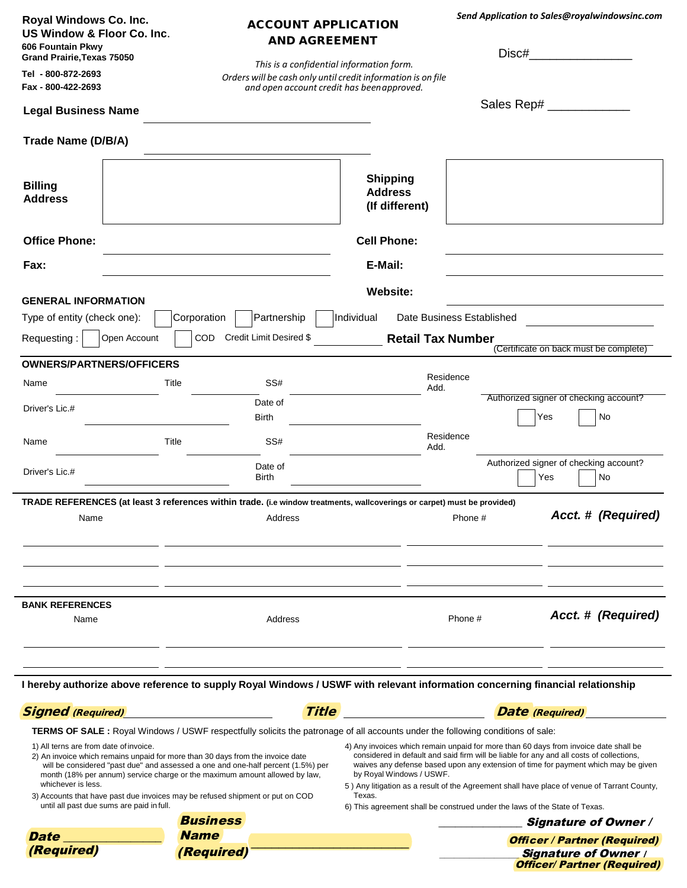**Royal Windows Co. Inc.**
**US Window & Floor Co. Inc.**
**606 Fountain Pkwy**
**Grand Prairie,Texas 75050**

**Tel - 800-872-2693**
**Fax - 800-422-2693**

# ACCOUNT APPLICATION AND AGREEMENT

*This is a confidential information form.*
*Orders will be cash only until credit information is on file and open account credit has been approved.*

***Send Application to Sales@royalwindowsinc.com***

Disc#_______________

Sales Rep# ____________

**Legal Business Name** ________________________________

**Trade Name (D/B/A)** ________________________________

**Billing Address**

**Shipping Address (If different)**

**Office Phone:** ____________________ **Cell Phone:** ____________________

**Fax:** ____________________ **E-Mail:** ____________________

**Website:** ____________________

**GENERAL INFORMATION**

Type of entity (check one): ☐ Corporation ☐ Partnership ☐ Individual Date Business Established ____________

Requesting : ☐ Open Account ☐ COD Credit Limit Desired $ __________ **Retail Tax Number** __________ (Certificate on back must be complete)

**OWNERS/PARTNERS/OFFICERS**

Name __________ Title __________ SS# __________ Residence Add. __________

Driver's Lic.# __________ Date of Birth __________ Authorized signer of checking account? ☐ Yes ☐ No

Name __________ Title __________ SS# __________ Residence Add. __________

Driver's Lic.# __________ Date of Birth __________ Authorized signer of checking account? ☐ Yes ☐ No

**TRADE REFERENCES (at least 3 references within trade. (i.e window treatments, wallcoverings or carpet) must be provided)**

| Name | Address | Phone # | ***Acct. # (Required)*** |
|---|---|---|---|
| | | | |
| | | | |
| | | | |

**BANK REFERENCES**

| Name | Address | Phone # | ***Acct. # (Required)*** |
|---|---|---|---|
| | | | |
| | | | |

**I hereby authorize above reference to supply Royal Windows / USWF with relevant information concerning financial relationship**

***Signed (Required)*** ____________ ***Title*** ____________ ***Date (Required)*** ____________

**TERMS OF SALE :** Royal Windows / USWF respectfully solicits the patronage of all accounts under the following conditions of sale:

1) All terns are from date of invoice.
2) An invoice which remains unpaid for more than 30 days from the invoice date will be considered "past due" and assessed a one and one-half percent (1.5%) per month (18% per annum) service charge or the maximum amount allowed by law, whichever is less.
3) Accounts that have past due invoices may be refused shipment or put on COD until all past due sums are paid in full.
4) Any invoices which remain unpaid for more than 60 days from invoice date shall be considered in default and said firm will be liable for any and all costs of collections, waives any defense based upon any extension of time for payment which may be given by Royal Windows / USWF.
5 ) Any litigation as a result of the Agreement shall have place of venue of Tarrant County, Texas.
6) This agreement shall be construed under the laws of the State of Texas.

***Date (Required)*** ______________ ***Business Name (Required)*** ______________________

______________ ***Signature of Owner / Officer / Partner (Required)***

______________ ***Signature of Owner / Officer/ Partner (Required)***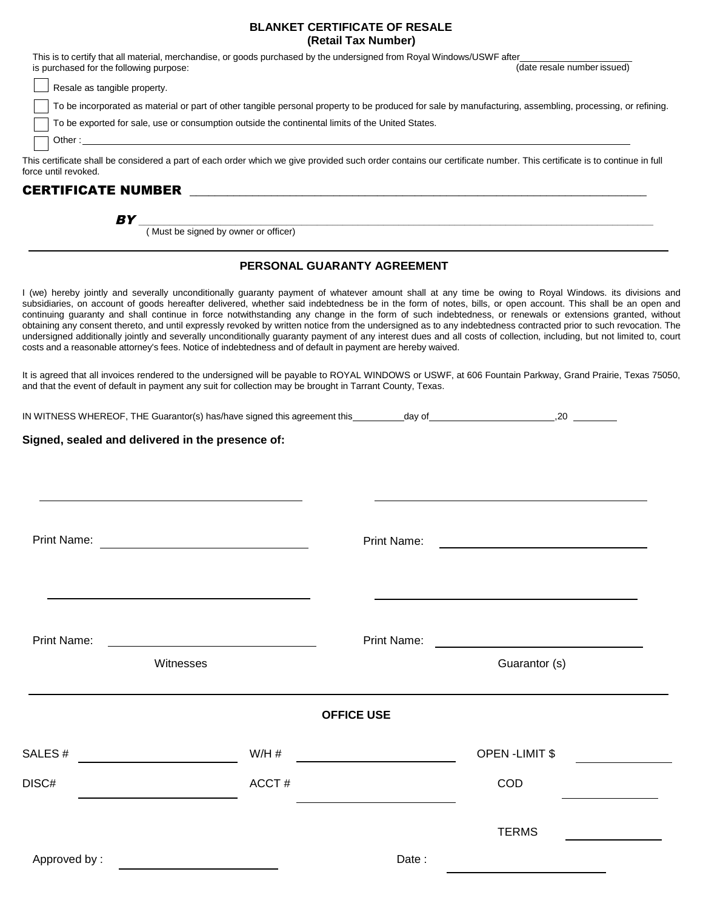## BLANKET CERTIFICATE OF RESALE
### (Retail Tax Number)

This is to certify that all material, merchandise, or goods purchased by the undersigned from Royal Windows/USWF after\_\_\_\_\_\_\_\_\_\_\_\_\_\_\_\_\_\_\_\_ (date resale number issued) is purchased for the following purpose:

- ☐ Resale as tangible property.
- ☐ To be incorporated as material or part of other tangible personal property to be produced for sale by manufacturing, assembling, processing, or refining.
- ☐ To be exported for sale, use or consumption outside the continental limits of the United States.
- ☐ Other : \_\_\_\_\_\_\_\_\_\_\_\_\_\_\_\_\_\_\_\_\_\_\_\_\_\_\_\_\_\_\_\_\_\_\_\_\_\_\_\_

This certificate shall be considered a part of each order which we give provided such order contains our certificate number. This certificate is to continue in full force until revoked.

**CERTIFICATE NUMBER** \_\_\_\_\_\_\_\_\_\_\_\_\_\_\_\_\_\_\_\_\_\_\_\_\_\_\_\_\_\_\_\_\_\_\_\_\_\_\_\_

***BY*** \_\_\_\_\_\_\_\_\_\_\_\_\_\_\_\_\_\_\_\_\_\_\_\_\_\_\_\_\_\_\_\_\_\_\_\_\_\_\_\_
( Must be signed by owner or officer)

---

## PERSONAL GUARANTY AGREEMENT

I (we) hereby jointly and severally unconditionally guaranty payment of whatever amount shall at any time be owing to Royal Windows. its divisions and subsidiaries, on account of goods hereafter delivered, whether said indebtedness be in the form of notes, bills, or open account. This shall be an open and continuing guaranty and shall continue in force notwithstanding any change in the form of such indebtedness, or renewals or extensions granted, without obtaining any consent thereto, and until expressly revoked by written notice from the undersigned as to any indebtedness contracted prior to such revocation. The undersigned additionally jointly and severally unconditionally guaranty payment of any interest dues and all costs of collection, including, but not limited to, court costs and a reasonable attorney's fees. Notice of indebtedness and of default in payment are hereby waived.

It is agreed that all invoices rendered to the undersigned will be payable to ROYAL WINDOWS or USWF, at 606 Fountain Parkway, Grand Prairie, Texas 75050, and that the event of default in payment any suit for collection may be brought in Tarrant County, Texas.

IN WITNESS WHEREOF, THE Guarantor(s) has/have signed this agreement this\_\_\_\_\_\_\_\_\_\_day of\_\_\_\_\_\_\_\_\_\_\_\_\_\_\_\_\_\_\_\_,20 \_\_\_\_\_\_\_\_

**Signed, sealed and delivered in the presence of:**

\_\_\_\_\_\_\_\_\_\_\_\_\_\_\_\_\_\_\_\_\_\_\_\_\_\_\_\_ \_\_\_\_\_\_\_\_\_\_\_\_\_\_\_\_\_\_\_\_\_\_\_\_\_\_\_\_

Print Name: \_\_\_\_\_\_\_\_\_\_\_\_\_\_\_\_\_\_\_\_ Print Name: \_\_\_\_\_\_\_\_\_\_\_\_\_\_\_\_\_\_\_\_

\_\_\_\_\_\_\_\_\_\_\_\_\_\_\_\_\_\_\_\_\_\_\_\_\_\_\_\_ \_\_\_\_\_\_\_\_\_\_\_\_\_\_\_\_\_\_\_\_\_\_\_\_\_\_\_\_

Print Name: \_\_\_\_\_\_\_\_\_\_\_\_\_\_\_\_\_\_\_\_ Print Name: \_\_\_\_\_\_\_\_\_\_\_\_\_\_\_\_\_\_\_\_

Witnesses Guarantor (s)

---

## OFFICE USE

| | | | | | |
|---|---|---|---|---|---|
| SALES # | | W/H # | | OPEN -LIMIT $ | |
| DISC# | | ACCT # | | COD | |
| | | | | TERMS | |

Approved by : \_\_\_\_\_\_\_\_\_\_\_\_\_\_\_\_\_\_\_\_ Date : \_\_\_\_\_\_\_\_\_\_\_\_\_\_\_\_\_\_\_\_